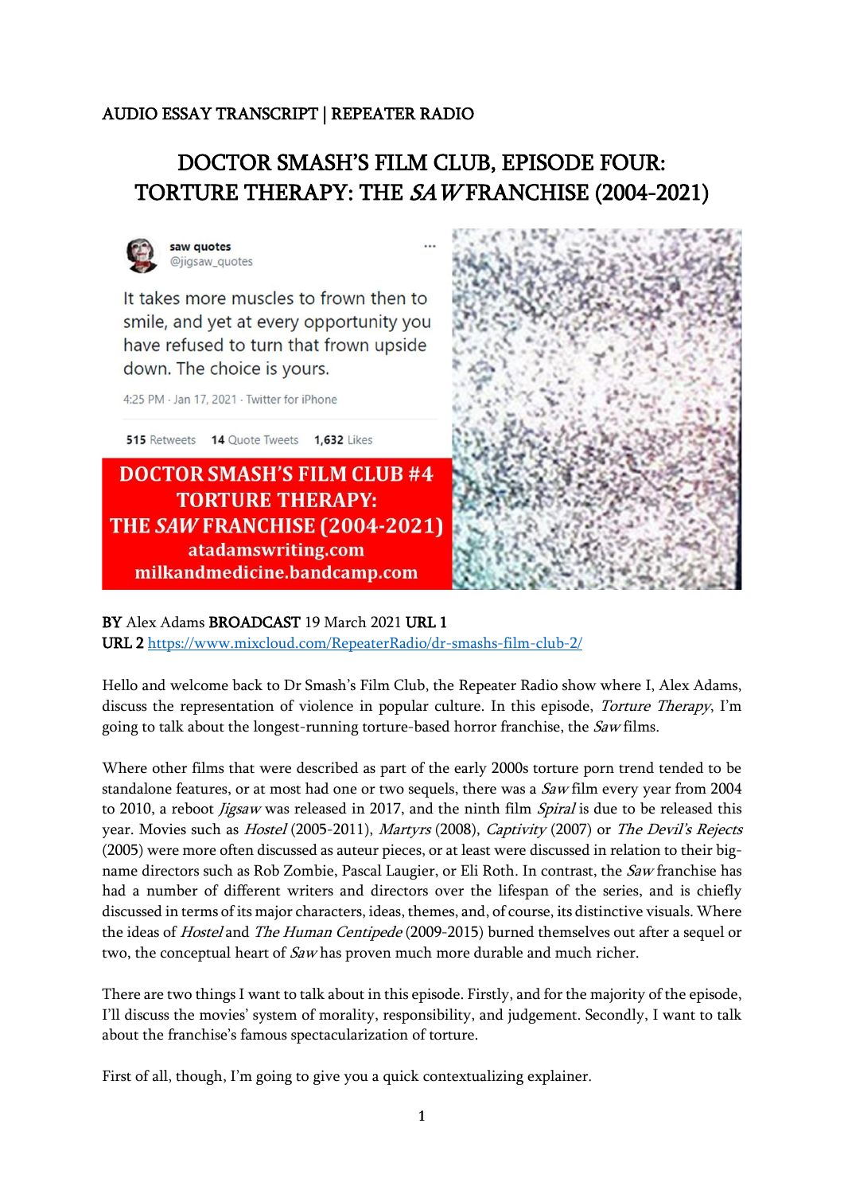AUDIO ESSAY TRANSCRIPT | REPEATER RADIO

# DOCTOR SMASH'S FILM CLUB, EPISODE FOUR: TORTURE THERAPY: THE *SAW* FRANCHISE (2004-2021)

saw quotes
@jigsaw_quotes

It takes more muscles to frown then to smile, and yet at every opportunity you have refused to turn that frown upside down. The choice is yours.

4:25 PM · Jan 17, 2021 · Twitter for iPhone

515 Retweets 14 Quote Tweets 1,632 Likes

**DOCTOR SMASH'S FILM CLUB #4**
**TORTURE THERAPY:**
**THE *SAW* FRANCHISE (2004-2021)**
**atadamswriting.com**
**milkandmedicine.bandcamp.com**

**BY** Alex Adams **BROADCAST** 19 March 2021 **URL 1**
**URL 2** https://www.mixcloud.com/RepeaterRadio/dr-smashs-film-club-2/

Hello and welcome back to Dr Smash's Film Club, the Repeater Radio show where I, Alex Adams, discuss the representation of violence in popular culture. In this episode, *Torture Therapy*, I'm going to talk about the longest-running torture-based horror franchise, the *Saw* films.

Where other films that were described as part of the early 2000s torture porn trend tended to be standalone features, or at most had one or two sequels, there was a *Saw* film every year from 2004 to 2010, a reboot *Jigsaw* was released in 2017, and the ninth film *Spiral* is due to be released this year. Movies such as *Hostel* (2005-2011), *Martyrs* (2008), *Captivity* (2007) or *The Devil's Rejects* (2005) were more often discussed as auteur pieces, or at least were discussed in relation to their big-name directors such as Rob Zombie, Pascal Laugier, or Eli Roth. In contrast, the *Saw* franchise has had a number of different writers and directors over the lifespan of the series, and is chiefly discussed in terms of its major characters, ideas, themes, and, of course, its distinctive visuals. Where the ideas of *Hostel* and *The Human Centipede* (2009-2015) burned themselves out after a sequel or two, the conceptual heart of *Saw* has proven much more durable and much richer.

There are two things I want to talk about in this episode. Firstly, and for the majority of the episode, I'll discuss the movies' system of morality, responsibility, and judgement. Secondly, I want to talk about the franchise's famous spectacularization of torture.

First of all, though, I'm going to give you a quick contextualizing explainer.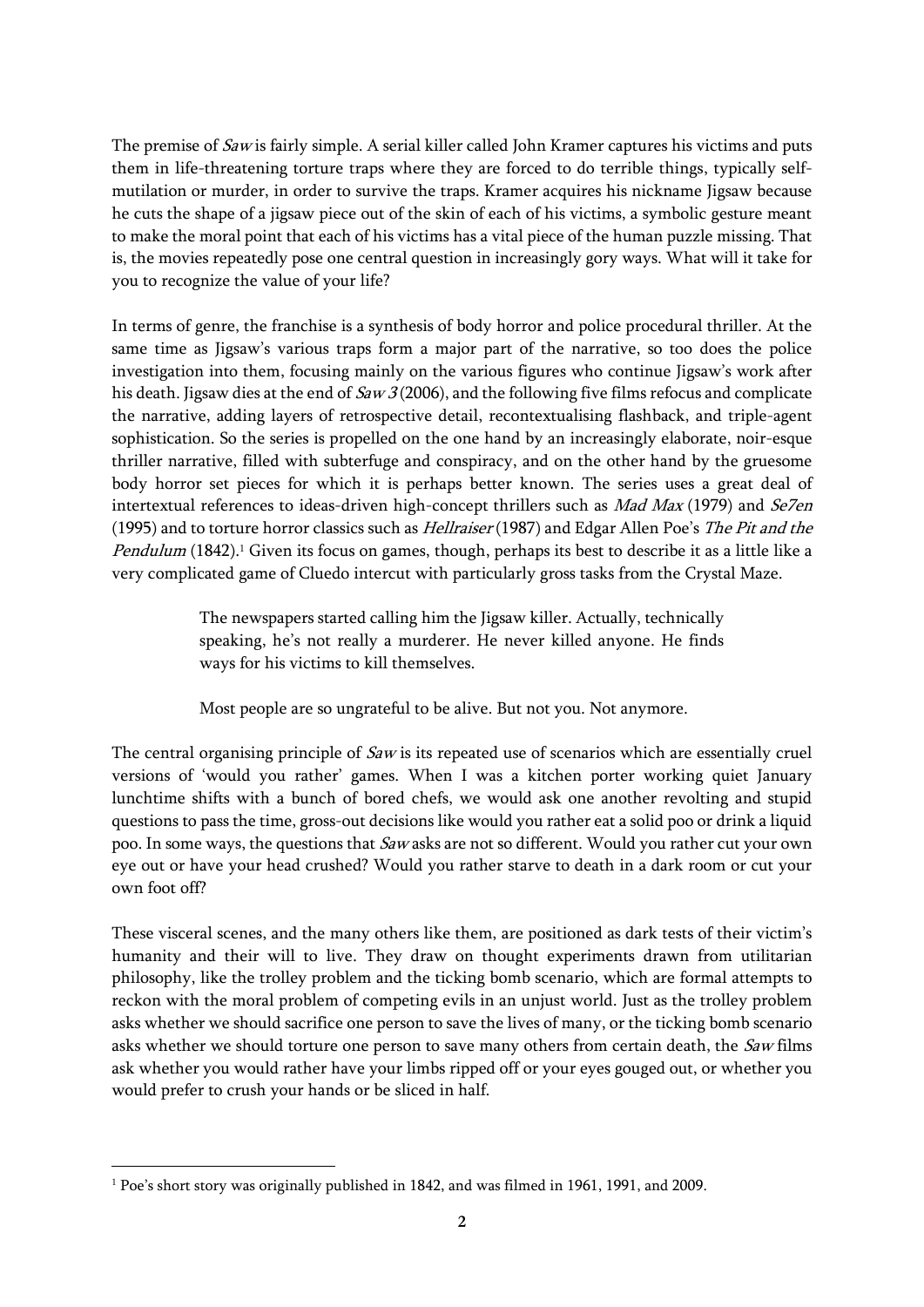The premise of *Saw* is fairly simple. A serial killer called John Kramer captures his victims and puts them in life-threatening torture traps where they are forced to do terrible things, typically self-mutilation or murder, in order to survive the traps. Kramer acquires his nickname Jigsaw because he cuts the shape of a jigsaw piece out of the skin of each of his victims, a symbolic gesture meant to make the moral point that each of his victims has a vital piece of the human puzzle missing. That is, the movies repeatedly pose one central question in increasingly gory ways. What will it take for you to recognize the value of your life?

In terms of genre, the franchise is a synthesis of body horror and police procedural thriller. At the same time as Jigsaw's various traps form a major part of the narrative, so too does the police investigation into them, focusing mainly on the various figures who continue Jigsaw's work after his death. Jigsaw dies at the end of *Saw 3* (2006), and the following five films refocus and complicate the narrative, adding layers of retrospective detail, recontextualising flashback, and triple-agent sophistication. So the series is propelled on the one hand by an increasingly elaborate, noir-esque thriller narrative, filled with subterfuge and conspiracy, and on the other hand by the gruesome body horror set pieces for which it is perhaps better known. The series uses a great deal of intertextual references to ideas-driven high-concept thrillers such as *Mad Max* (1979) and *Se7en* (1995) and to torture horror classics such as *Hellraiser* (1987) and Edgar Allen Poe's *The Pit and the Pendulum* (1842).[1] Given its focus on games, though, perhaps its best to describe it as a little like a very complicated game of Cluedo intercut with particularly gross tasks from the Crystal Maze.

> The newspapers started calling him the Jigsaw killer. Actually, technically speaking, he's not really a murderer. He never killed anyone. He finds ways for his victims to kill themselves.
>
> Most people are so ungrateful to be alive. But not you. Not anymore.

The central organising principle of *Saw* is its repeated use of scenarios which are essentially cruel versions of 'would you rather' games. When I was a kitchen porter working quiet January lunchtime shifts with a bunch of bored chefs, we would ask one another revolting and stupid questions to pass the time, gross-out decisions like would you rather eat a solid poo or drink a liquid poo. In some ways, the questions that *Saw* asks are not so different. Would you rather cut your own eye out or have your head crushed? Would you rather starve to death in a dark room or cut your own foot off?

These visceral scenes, and the many others like them, are positioned as dark tests of their victim's humanity and their will to live. They draw on thought experiments drawn from utilitarian philosophy, like the trolley problem and the ticking bomb scenario, which are formal attempts to reckon with the moral problem of competing evils in an unjust world. Just as the trolley problem asks whether we should sacrifice one person to save the lives of many, or the ticking bomb scenario asks whether we should torture one person to save many others from certain death, the *Saw* films ask whether you would rather have your limbs ripped off or your eyes gouged out, or whether you would prefer to crush your hands or be sliced in half.

[1] Poe's short story was originally published in 1842, and was filmed in 1961, 1991, and 2009.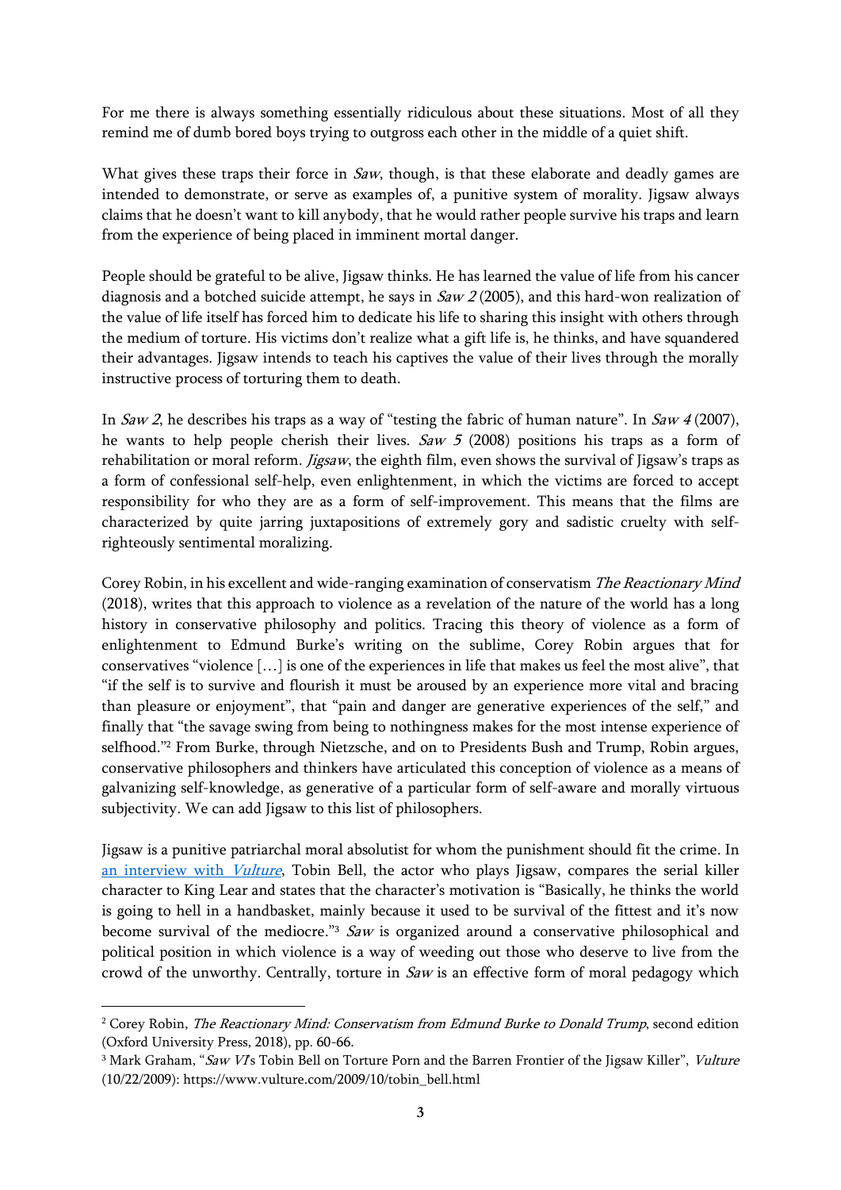For me there is always something essentially ridiculous about these situations. Most of all they remind me of dumb bored boys trying to outgross each other in the middle of a quiet shift.

What gives these traps their force in *Saw*, though, is that these elaborate and deadly games are intended to demonstrate, or serve as examples of, a punitive system of morality. Jigsaw always claims that he doesn't want to kill anybody, that he would rather people survive his traps and learn from the experience of being placed in imminent mortal danger.

People should be grateful to be alive, Jigsaw thinks. He has learned the value of life from his cancer diagnosis and a botched suicide attempt, he says in *Saw 2* (2005), and this hard-won realization of the value of life itself has forced him to dedicate his life to sharing this insight with others through the medium of torture. His victims don't realize what a gift life is, he thinks, and have squandered their advantages. Jigsaw intends to teach his captives the value of their lives through the morally instructive process of torturing them to death.

In *Saw 2*, he describes his traps as a way of "testing the fabric of human nature". In *Saw 4* (2007), he wants to help people cherish their lives. *Saw 5* (2008) positions his traps as a form of rehabilitation or moral reform. *Jigsaw*, the eighth film, even shows the survival of Jigsaw's traps as a form of confessional self-help, even enlightenment, in which the victims are forced to accept responsibility for who they are as a form of self-improvement. This means that the films are characterized by quite jarring juxtapositions of extremely gory and sadistic cruelty with self-righteously sentimental moralizing.

Corey Robin, in his excellent and wide-ranging examination of conservatism *The Reactionary Mind* (2018), writes that this approach to violence as a revelation of the nature of the world has a long history in conservative philosophy and politics. Tracing this theory of violence as a form of enlightenment to Edmund Burke's writing on the sublime, Corey Robin argues that for conservatives "violence […] is one of the experiences in life that makes us feel the most alive", that "if the self is to survive and flourish it must be aroused by an experience more vital and bracing than pleasure or enjoyment", that "pain and danger are generative experiences of the self," and finally that "the savage swing from being to nothingness makes for the most intense experience of selfhood."[2] From Burke, through Nietzsche, and on to Presidents Bush and Trump, Robin argues, conservative philosophers and thinkers have articulated this conception of violence as a means of galvanizing self-knowledge, as generative of a particular form of self-aware and morally virtuous subjectivity. We can add Jigsaw to this list of philosophers.

Jigsaw is a punitive patriarchal moral absolutist for whom the punishment should fit the crime. In [an interview with *Vulture*](https://www.vulture.com/2009/10/tobin_bell.html), Tobin Bell, the actor who plays Jigsaw, compares the serial killer character to King Lear and states that the character's motivation is "Basically, he thinks the world is going to hell in a handbasket, mainly because it used to be survival of the fittest and it's now become survival of the mediocre."[3] *Saw* is organized around a conservative philosophical and political position in which violence is a way of weeding out those who deserve to live from the crowd of the unworthy. Centrally, torture in *Saw* is an effective form of moral pedagogy which

---

[2] Corey Robin, *The Reactionary Mind: Conservatism from Edmund Burke to Donald Trump*, second edition (Oxford University Press, 2018), pp. 60-66.

[3] Mark Graham, "*Saw VI*'s Tobin Bell on Torture Porn and the Barren Frontier of the Jigsaw Killer", *Vulture* (10/22/2009): https://www.vulture.com/2009/10/tobin_bell.html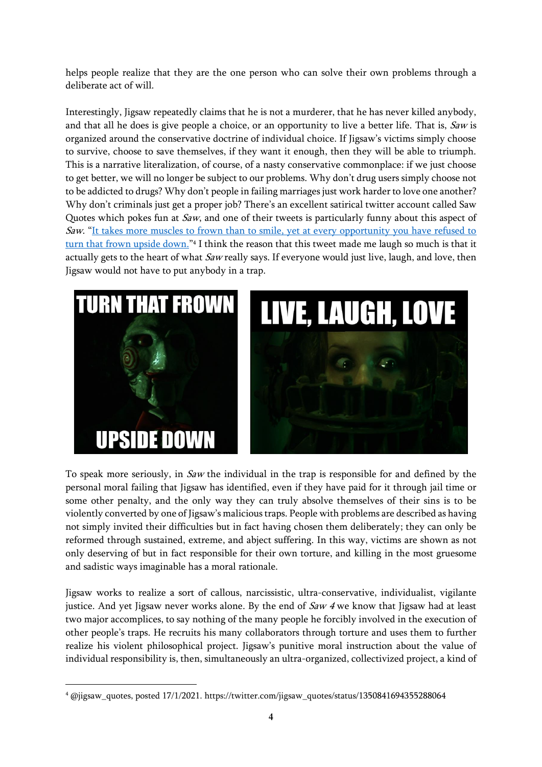helps people realize that they are the one person who can solve their own problems through a deliberate act of will.

Interestingly, Jigsaw repeatedly claims that he is not a murderer, that he has never killed anybody, and that all he does is give people a choice, or an opportunity to live a better life. That is, *Saw* is organized around the conservative doctrine of individual choice. If Jigsaw's victims simply choose to survive, choose to save themselves, if they want it enough, then they will be able to triumph. This is a narrative literalization, of course, of a nasty conservative commonplace: if we just choose to get better, we will no longer be subject to our problems. Why don't drug users simply choose not to be addicted to drugs? Why don't people in failing marriages just work harder to love one another? Why don't criminals just get a proper job? There's an excellent satirical twitter account called Saw Quotes which pokes fun at *Saw*, and one of their tweets is particularly funny about this aspect of *Saw*. "[It takes more muscles to frown than to smile, yet at every opportunity you have refused to turn that frown upside down.](https://twitter.com/jigsaw_quotes/status/1350841694355288064)"[4] I think the reason that this tweet made me laugh so much is that it actually gets to the heart of what *Saw* really says. If everyone would just live, laugh, and love, then Jigsaw would not have to put anybody in a trap.

TURN THAT FROWN UPSIDE DOWN

LIVE, LAUGH, LOVE

To speak more seriously, in *Saw* the individual in the trap is responsible for and defined by the personal moral failing that Jigsaw has identified, even if they have paid for it through jail time or some other penalty, and the only way they can truly absolve themselves of their sins is to be violently converted by one of Jigsaw's malicious traps. People with problems are described as having not simply invited their difficulties but in fact having chosen them deliberately; they can only be reformed through sustained, extreme, and abject suffering. In this way, victims are shown as not only deserving of but in fact responsible for their own torture, and killing in the most gruesome and sadistic ways imaginable has a moral rationale.

Jigsaw works to realize a sort of callous, narcissistic, ultra-conservative, individualist, vigilante justice. And yet Jigsaw never works alone. By the end of *Saw 4* we know that Jigsaw had at least two major accomplices, to say nothing of the many people he forcibly involved in the execution of other people's traps. He recruits his many collaborators through torture and uses them to further realize his violent philosophical project. Jigsaw's punitive moral instruction about the value of individual responsibility is, then, simultaneously an ultra-organized, collectivized project, a kind of

[4] @jigsaw_quotes, posted 17/1/2021. https://twitter.com/jigsaw_quotes/status/1350841694355288064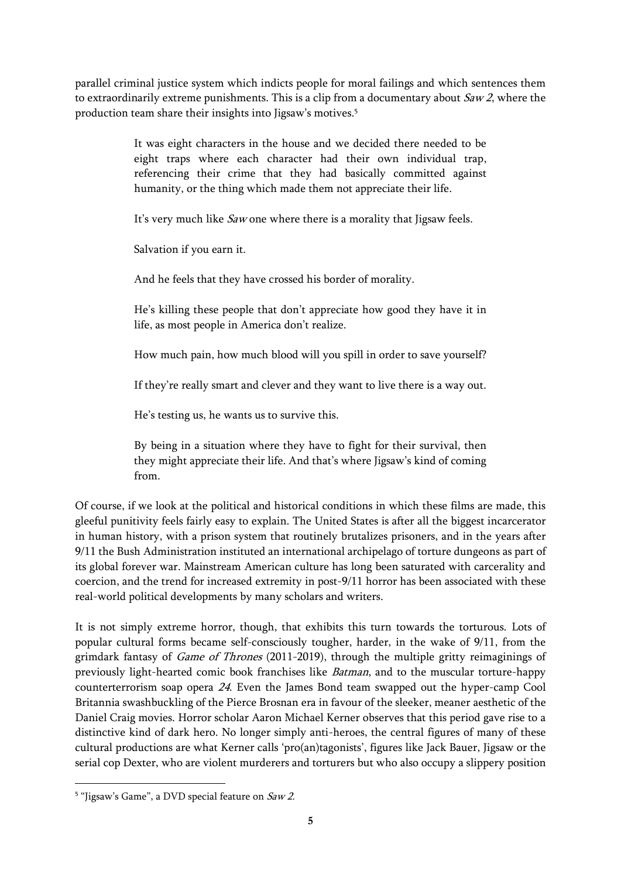parallel criminal justice system which indicts people for moral failings and which sentences them to extraordinarily extreme punishments. This is a clip from a documentary about *Saw 2*, where the production team share their insights into Jigsaw's motives.[5]

> It was eight characters in the house and we decided there needed to be eight traps where each character had their own individual trap, referencing their crime that they had basically committed against humanity, or the thing which made them not appreciate their life.
>
> It's very much like *Saw* one where there is a morality that Jigsaw feels.
>
> Salvation if you earn it.
>
> And he feels that they have crossed his border of morality.
>
> He's killing these people that don't appreciate how good they have it in life, as most people in America don't realize.
>
> How much pain, how much blood will you spill in order to save yourself?
>
> If they're really smart and clever and they want to live there is a way out.
>
> He's testing us, he wants us to survive this.
>
> By being in a situation where they have to fight for their survival, then they might appreciate their life. And that's where Jigsaw's kind of coming from.

Of course, if we look at the political and historical conditions in which these films are made, this gleeful punitivity feels fairly easy to explain. The United States is after all the biggest incarcerator in human history, with a prison system that routinely brutalizes prisoners, and in the years after 9/11 the Bush Administration instituted an international archipelago of torture dungeons as part of its global forever war. Mainstream American culture has long been saturated with carcerality and coercion, and the trend for increased extremity in post-9/11 horror has been associated with these real-world political developments by many scholars and writers.

It is not simply extreme horror, though, that exhibits this turn towards the torturous. Lots of popular cultural forms became self-consciously tougher, harder, in the wake of 9/11, from the grimdark fantasy of *Game of Thrones* (2011-2019), through the multiple gritty reimaginings of previously light-hearted comic book franchises like *Batman*, and to the muscular torture-happy counterterrorism soap opera *24*. Even the James Bond team swapped out the hyper-camp Cool Britannia swashbuckling of the Pierce Brosnan era in favour of the sleeker, meaner aesthetic of the Daniel Craig movies. Horror scholar Aaron Michael Kerner observes that this period gave rise to a distinctive kind of dark hero. No longer simply anti-heroes, the central figures of many of these cultural productions are what Kerner calls 'pro(an)tagonists', figures like Jack Bauer, Jigsaw or the serial cop Dexter, who are violent murderers and torturers but who also occupy a slippery position

---

[5] "Jigsaw's Game", a DVD special feature on *Saw 2*.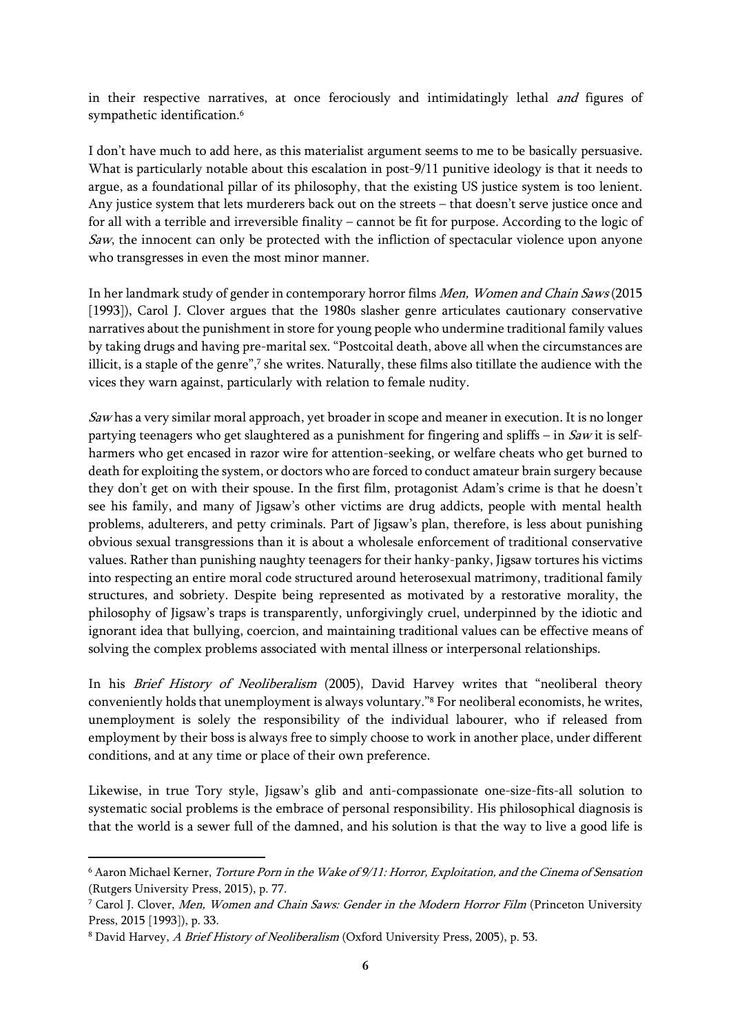in their respective narratives, at once ferociously and intimidatingly lethal *and* figures of sympathetic identification.[6]

I don't have much to add here, as this materialist argument seems to me to be basically persuasive. What is particularly notable about this escalation in post-9/11 punitive ideology is that it needs to argue, as a foundational pillar of its philosophy, that the existing US justice system is too lenient. Any justice system that lets murderers back out on the streets – that doesn't serve justice once and for all with a terrible and irreversible finality – cannot be fit for purpose. According to the logic of *Saw*, the innocent can only be protected with the infliction of spectacular violence upon anyone who transgresses in even the most minor manner.

In her landmark study of gender in contemporary horror films *Men, Women and Chain Saws* (2015 [1993]), Carol J. Clover argues that the 1980s slasher genre articulates cautionary conservative narratives about the punishment in store for young people who undermine traditional family values by taking drugs and having pre-marital sex. "Postcoital death, above all when the circumstances are illicit, is a staple of the genre",[7] she writes. Naturally, these films also titillate the audience with the vices they warn against, particularly with relation to female nudity.

*Saw* has a very similar moral approach, yet broader in scope and meaner in execution. It is no longer partying teenagers who get slaughtered as a punishment for fingering and spliffs – in *Saw* it is self-harmers who get encased in razor wire for attention-seeking, or welfare cheats who get burned to death for exploiting the system, or doctors who are forced to conduct amateur brain surgery because they don't get on with their spouse. In the first film, protagonist Adam's crime is that he doesn't see his family, and many of Jigsaw's other victims are drug addicts, people with mental health problems, adulterers, and petty criminals. Part of Jigsaw's plan, therefore, is less about punishing obvious sexual transgressions than it is about a wholesale enforcement of traditional conservative values. Rather than punishing naughty teenagers for their hanky-panky, Jigsaw tortures his victims into respecting an entire moral code structured around heterosexual matrimony, traditional family structures, and sobriety. Despite being represented as motivated by a restorative morality, the philosophy of Jigsaw's traps is transparently, unforgivingly cruel, underpinned by the idiotic and ignorant idea that bullying, coercion, and maintaining traditional values can be effective means of solving the complex problems associated with mental illness or interpersonal relationships.

In his *Brief History of Neoliberalism* (2005), David Harvey writes that "neoliberal theory conveniently holds that unemployment is always voluntary."[8] For neoliberal economists, he writes, unemployment is solely the responsibility of the individual labourer, who if released from employment by their boss is always free to simply choose to work in another place, under different conditions, and at any time or place of their own preference.

Likewise, in true Tory style, Jigsaw's glib and anti-compassionate one-size-fits-all solution to systematic social problems is the embrace of personal responsibility. His philosophical diagnosis is that the world is a sewer full of the damned, and his solution is that the way to live a good life is

---

[6] Aaron Michael Kerner, *Torture Porn in the Wake of 9/11: Horror, Exploitation, and the Cinema of Sensation* (Rutgers University Press, 2015), p. 77.

[7] Carol J. Clover, *Men, Women and Chain Saws: Gender in the Modern Horror Film* (Princeton University Press, 2015 [1993]), p. 33.

[8] David Harvey, *A Brief History of Neoliberalism* (Oxford University Press, 2005), p. 53.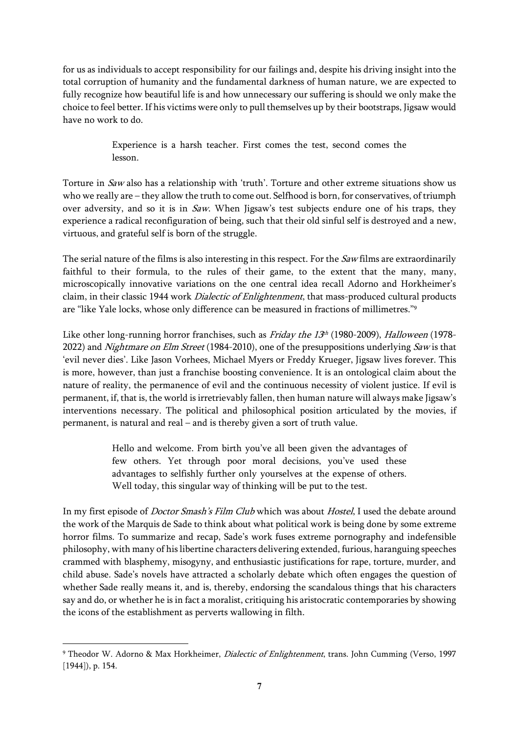for us as individuals to accept responsibility for our failings and, despite his driving insight into the total corruption of humanity and the fundamental darkness of human nature, we are expected to fully recognize how beautiful life is and how unnecessary our suffering is should we only make the choice to feel better. If his victims were only to pull themselves up by their bootstraps, Jigsaw would have no work to do.

> Experience is a harsh teacher. First comes the test, second comes the lesson.

Torture in *Saw* also has a relationship with 'truth'. Torture and other extreme situations show us who we really are – they allow the truth to come out. Selfhood is born, for conservatives, of triumph over adversity, and so it is in *Saw*. When Jigsaw's test subjects endure one of his traps, they experience a radical reconfiguration of being, such that their old sinful self is destroyed and a new, virtuous, and grateful self is born of the struggle.

The serial nature of the films is also interesting in this respect. For the *Saw* films are extraordinarily faithful to their formula, to the rules of their game, to the extent that the many, many, microscopically innovative variations on the one central idea recall Adorno and Horkheimer's claim, in their classic 1944 work *Dialectic of Enlightenment*, that mass-produced cultural products are "like Yale locks, whose only difference can be measured in fractions of millimetres."[9]

Like other long-running horror franchises, such as *Friday the 13th* (1980-2009), *Halloween* (1978-2022) and *Nightmare on Elm Street* (1984-2010), one of the presuppositions underlying *Saw* is that 'evil never dies'. Like Jason Vorhees, Michael Myers or Freddy Krueger, Jigsaw lives forever. This is more, however, than just a franchise boosting convenience. It is an ontological claim about the nature of reality, the permanence of evil and the continuous necessity of violent justice. If evil is permanent, if, that is, the world is irretrievably fallen, then human nature will always make Jigsaw's interventions necessary. The political and philosophical position articulated by the movies, if permanent, is natural and real – and is thereby given a sort of truth value.

> Hello and welcome. From birth you've all been given the advantages of few others. Yet through poor moral decisions, you've used these advantages to selfishly further only yourselves at the expense of others. Well today, this singular way of thinking will be put to the test.

In my first episode of *Doctor Smash's Film Club* which was about *Hostel*, I used the debate around the work of the Marquis de Sade to think about what political work is being done by some extreme horror films. To summarize and recap, Sade's work fuses extreme pornography and indefensible philosophy, with many of his libertine characters delivering extended, furious, haranguing speeches crammed with blasphemy, misogyny, and enthusiastic justifications for rape, torture, murder, and child abuse. Sade's novels have attracted a scholarly debate which often engages the question of whether Sade really means it, and is, thereby, endorsing the scandalous things that his characters say and do, or whether he is in fact a moralist, critiquing his aristocratic contemporaries by showing the icons of the establishment as perverts wallowing in filth.

---

[9] Theodor W. Adorno & Max Horkheimer, *Dialectic of Enlightenment*, trans. John Cumming (Verso, 1997 [1944]), p. 154.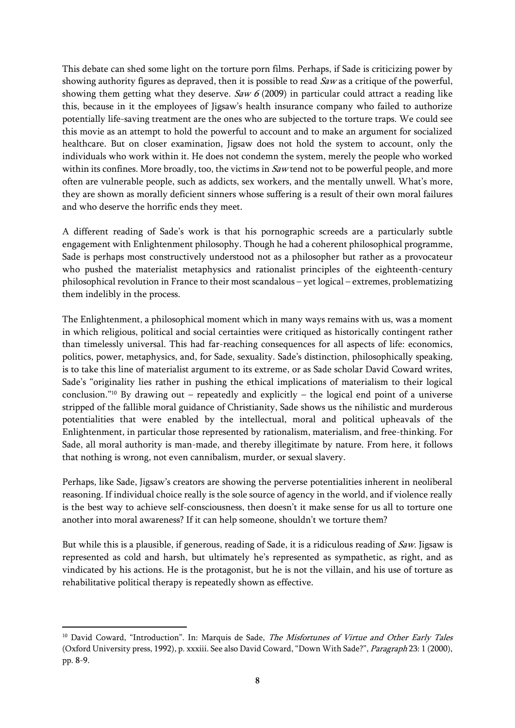This debate can shed some light on the torture porn films. Perhaps, if Sade is criticizing power by showing authority figures as depraved, then it is possible to read *Saw* as a critique of the powerful, showing them getting what they deserve. *Saw 6* (2009) in particular could attract a reading like this, because in it the employees of Jigsaw's health insurance company who failed to authorize potentially life-saving treatment are the ones who are subjected to the torture traps. We could see this movie as an attempt to hold the powerful to account and to make an argument for socialized healthcare. But on closer examination, Jigsaw does not hold the system to account, only the individuals who work within it. He does not condemn the system, merely the people who worked within its confines. More broadly, too, the victims in *Saw* tend not to be powerful people, and more often are vulnerable people, such as addicts, sex workers, and the mentally unwell. What's more, they are shown as morally deficient sinners whose suffering is a result of their own moral failures and who deserve the horrific ends they meet.

A different reading of Sade's work is that his pornographic screeds are a particularly subtle engagement with Enlightenment philosophy. Though he had a coherent philosophical programme, Sade is perhaps most constructively understood not as a philosopher but rather as a provocateur who pushed the materialist metaphysics and rationalist principles of the eighteenth-century philosophical revolution in France to their most scandalous – yet logical – extremes, problematizing them indelibly in the process.

The Enlightenment, a philosophical moment which in many ways remains with us, was a moment in which religious, political and social certainties were critiqued as historically contingent rather than timelessly universal. This had far-reaching consequences for all aspects of life: economics, politics, power, metaphysics, and, for Sade, sexuality. Sade's distinction, philosophically speaking, is to take this line of materialist argument to its extreme, or as Sade scholar David Coward writes, Sade's "originality lies rather in pushing the ethical implications of materialism to their logical conclusion."[10] By drawing out – repeatedly and explicitly – the logical end point of a universe stripped of the fallible moral guidance of Christianity, Sade shows us the nihilistic and murderous potentialities that were enabled by the intellectual, moral and political upheavals of the Enlightenment, in particular those represented by rationalism, materialism, and free-thinking. For Sade, all moral authority is man-made, and thereby illegitimate by nature. From here, it follows that nothing is wrong, not even cannibalism, murder, or sexual slavery.

Perhaps, like Sade, Jigsaw's creators are showing the perverse potentialities inherent in neoliberal reasoning. If individual choice really is the sole source of agency in the world, and if violence really is the best way to achieve self-consciousness, then doesn't it make sense for us all to torture one another into moral awareness? If it can help someone, shouldn't we torture them?

But while this is a plausible, if generous, reading of Sade, it is a ridiculous reading of *Saw*. Jigsaw is represented as cold and harsh, but ultimately he's represented as sympathetic, as right, and as vindicated by his actions. He is the protagonist, but he is not the villain, and his use of torture as rehabilitative political therapy is repeatedly shown as effective.

---

[10] David Coward, "Introduction". In: Marquis de Sade, *The Misfortunes of Virtue and Other Early Tales* (Oxford University press, 1992), p. xxxiii. See also David Coward, "Down With Sade?", *Paragraph* 23: 1 (2000), pp. 8-9.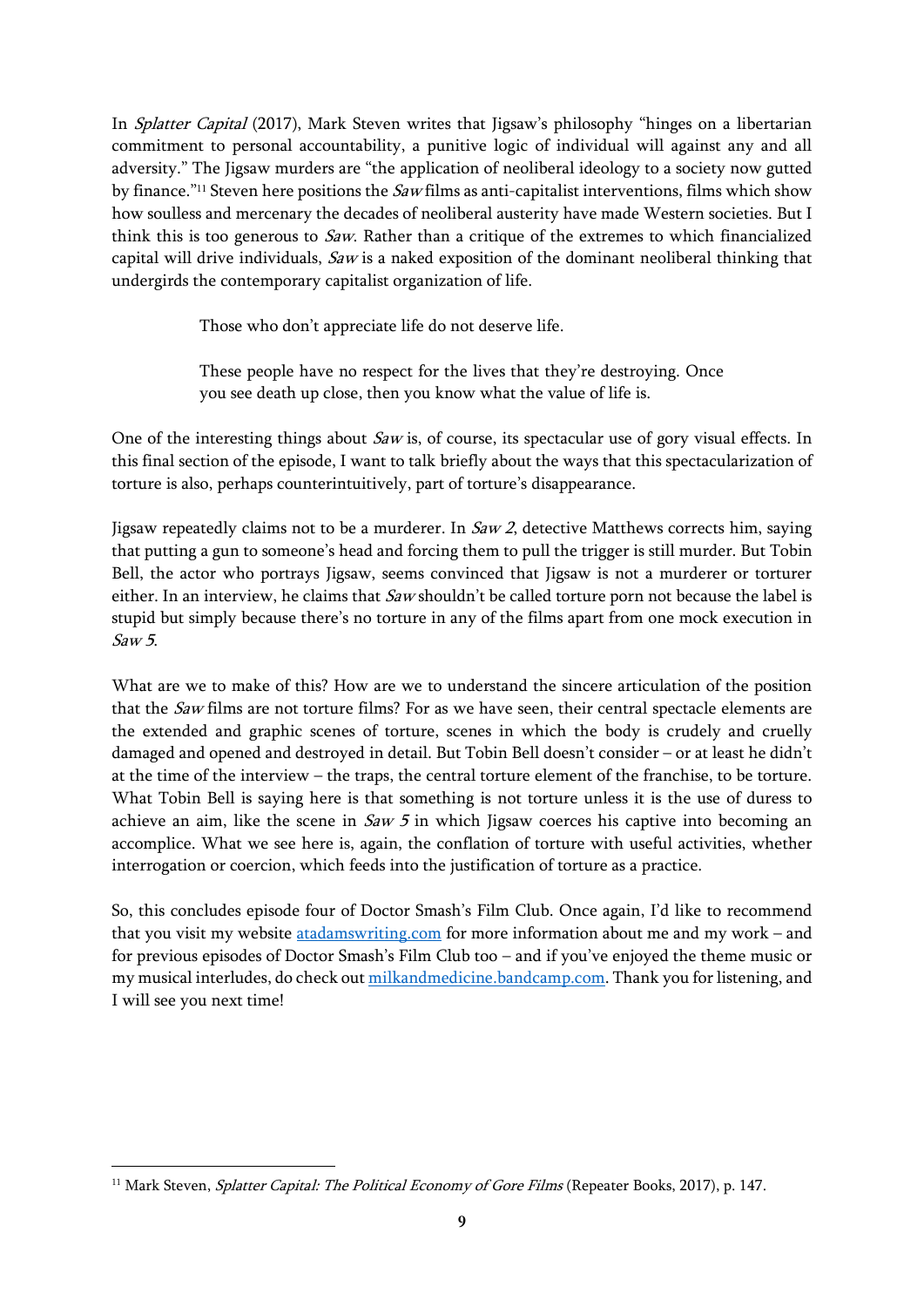In *Splatter Capital* (2017), Mark Steven writes that Jigsaw's philosophy "hinges on a libertarian commitment to personal accountability, a punitive logic of individual will against any and all adversity." The Jigsaw murders are "the application of neoliberal ideology to a society now gutted by finance."[11] Steven here positions the *Saw* films as anti-capitalist interventions, films which show how soulless and mercenary the decades of neoliberal austerity have made Western societies. But I think this is too generous to *Saw*. Rather than a critique of the extremes to which financialized capital will drive individuals, *Saw* is a naked exposition of the dominant neoliberal thinking that undergirds the contemporary capitalist organization of life.

> Those who don't appreciate life do not deserve life.
>
> These people have no respect for the lives that they're destroying. Once you see death up close, then you know what the value of life is.

One of the interesting things about *Saw* is, of course, its spectacular use of gory visual effects. In this final section of the episode, I want to talk briefly about the ways that this spectacularization of torture is also, perhaps counterintuitively, part of torture's disappearance.

Jigsaw repeatedly claims not to be a murderer. In *Saw 2*, detective Matthews corrects him, saying that putting a gun to someone's head and forcing them to pull the trigger is still murder. But Tobin Bell, the actor who portrays Jigsaw, seems convinced that Jigsaw is not a murderer or torturer either. In an interview, he claims that *Saw* shouldn't be called torture porn not because the label is stupid but simply because there's no torture in any of the films apart from one mock execution in *Saw 5*.

What are we to make of this? How are we to understand the sincere articulation of the position that the *Saw* films are not torture films? For as we have seen, their central spectacle elements are the extended and graphic scenes of torture, scenes in which the body is crudely and cruelly damaged and opened and destroyed in detail. But Tobin Bell doesn't consider – or at least he didn't at the time of the interview – the traps, the central torture element of the franchise, to be torture. What Tobin Bell is saying here is that something is not torture unless it is the use of duress to achieve an aim, like the scene in *Saw 5* in which Jigsaw coerces his captive into becoming an accomplice. What we see here is, again, the conflation of torture with useful activities, whether interrogation or coercion, which feeds into the justification of torture as a practice.

So, this concludes episode four of Doctor Smash's Film Club. Once again, I'd like to recommend that you visit my website [atadamswriting.com](atadamswriting.com) for more information about me and my work – and for previous episodes of Doctor Smash's Film Club too – and if you've enjoyed the theme music or my musical interludes, do check out [milkandmedicine.bandcamp.com](milkandmedicine.bandcamp.com). Thank you for listening, and I will see you next time!

---

[11] Mark Steven, *Splatter Capital: The Political Economy of Gore Films* (Repeater Books, 2017), p. 147.